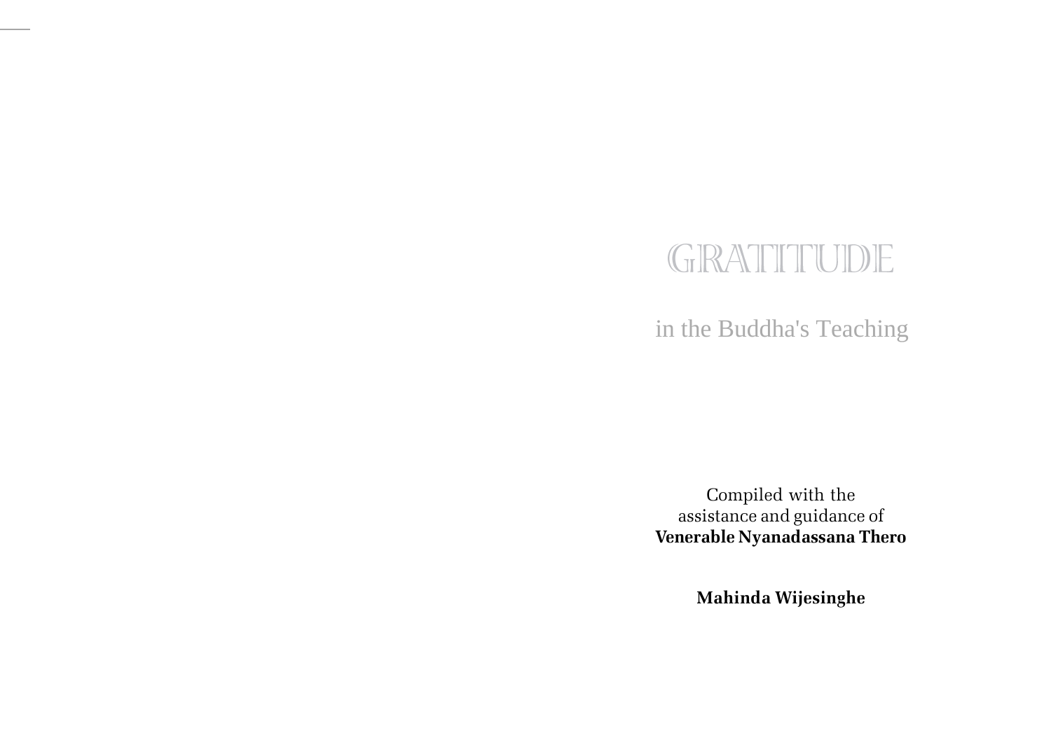# GRATITUDE

## in the Buddha's Teaching

Compiled with the
assistance and guidance of
**Venerable Nyanadassana Thero**

**Mahinda Wijesinghe**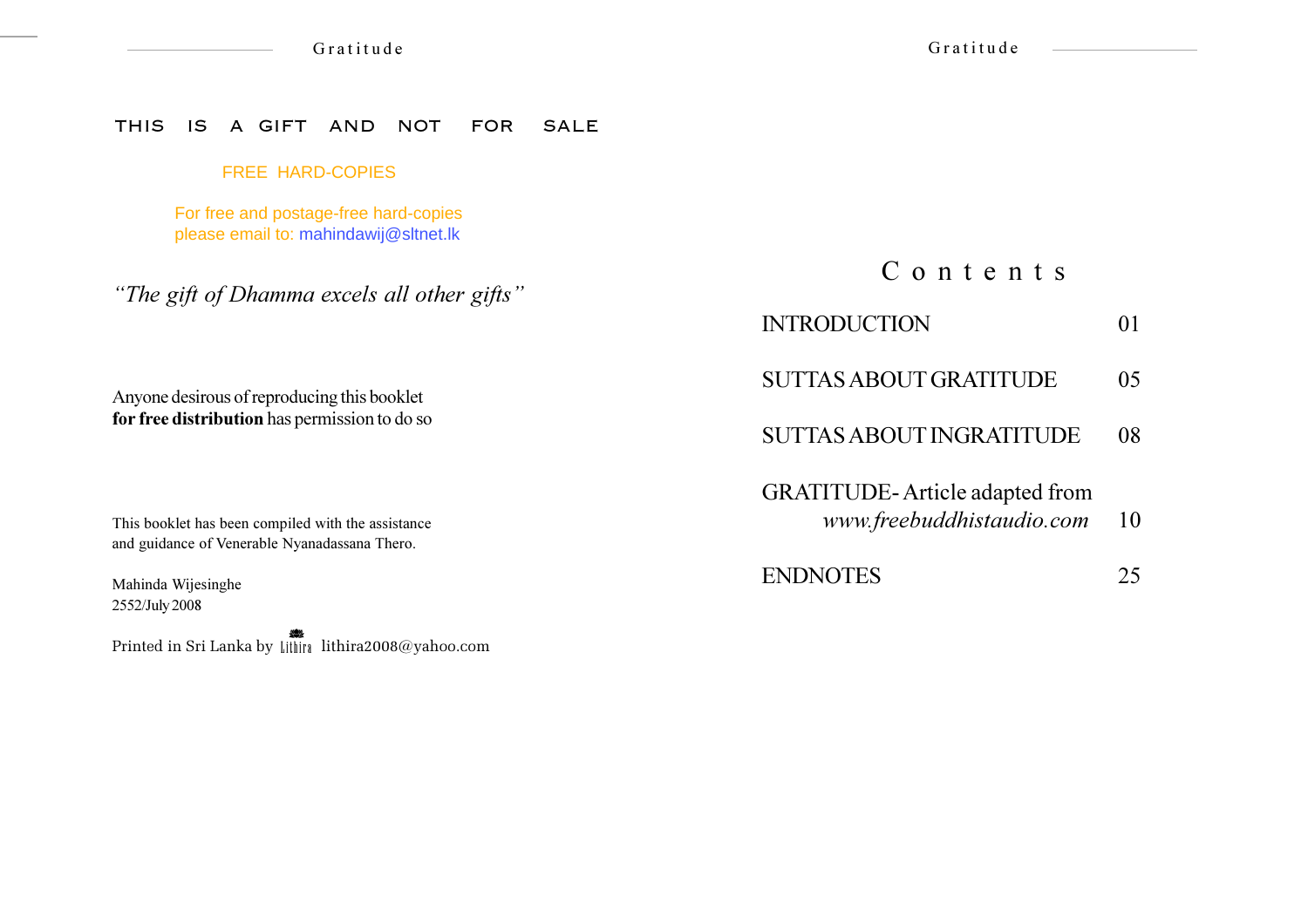THIS IS A GIFT AND NOT FOR SALE

FREE HARD-COPIES

For free and postage-free hard-copies
please email to: mahindawij@sltnet.lk

*"The gift of Dhamma excels all other gifts"*

Anyone desirous of reproducing this booklet
**for free distribution** has permission to do so

This booklet has been compiled with the assistance
and guidance of Venerable Nyanadassana Thero.

Mahinda Wijesinghe
2552/July 2008

Printed in Sri Lanka by Lithira lithira2008@yahoo.com

# Contents

| | |
|---|---|
| INTRODUCTION | 01 |
| SUTTAS ABOUT GRATITUDE | 05 |
| SUTTAS ABOUT INGRATITUDE | 08 |
| GRATITUDE- Article adapted from *www.freebuddhistaudio.com* | 10 |
| ENDNOTES | 25 |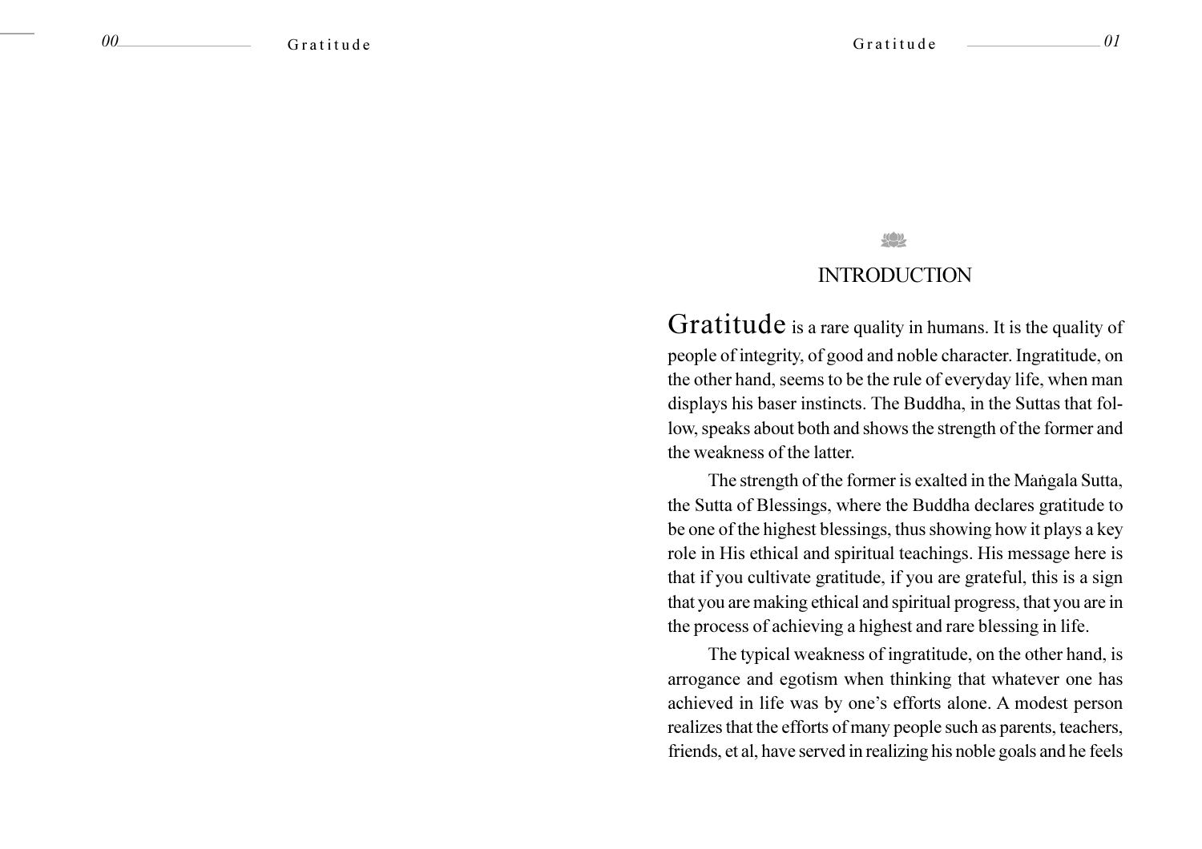# INTRODUCTION

Gratitude is a rare quality in humans. It is the quality of people of integrity, of good and noble character. Ingratitude, on the other hand, seems to be the rule of everyday life, when man displays his baser instincts. The Buddha, in the Suttas that follow, speaks about both and shows the strength of the former and the weakness of the latter.

The strength of the former is exalted in the Maṅgala Sutta, the Sutta of Blessings, where the Buddha declares gratitude to be one of the highest blessings, thus showing how it plays a key role in His ethical and spiritual teachings. His message here is that if you cultivate gratitude, if you are grateful, this is a sign that you are making ethical and spiritual progress, that you are in the process of achieving a highest and rare blessing in life.

The typical weakness of ingratitude, on the other hand, is arrogance and egotism when thinking that whatever one has achieved in life was by one's efforts alone. A modest person realizes that the efforts of many people such as parents, teachers, friends, et al, have served in realizing his noble goals and he feels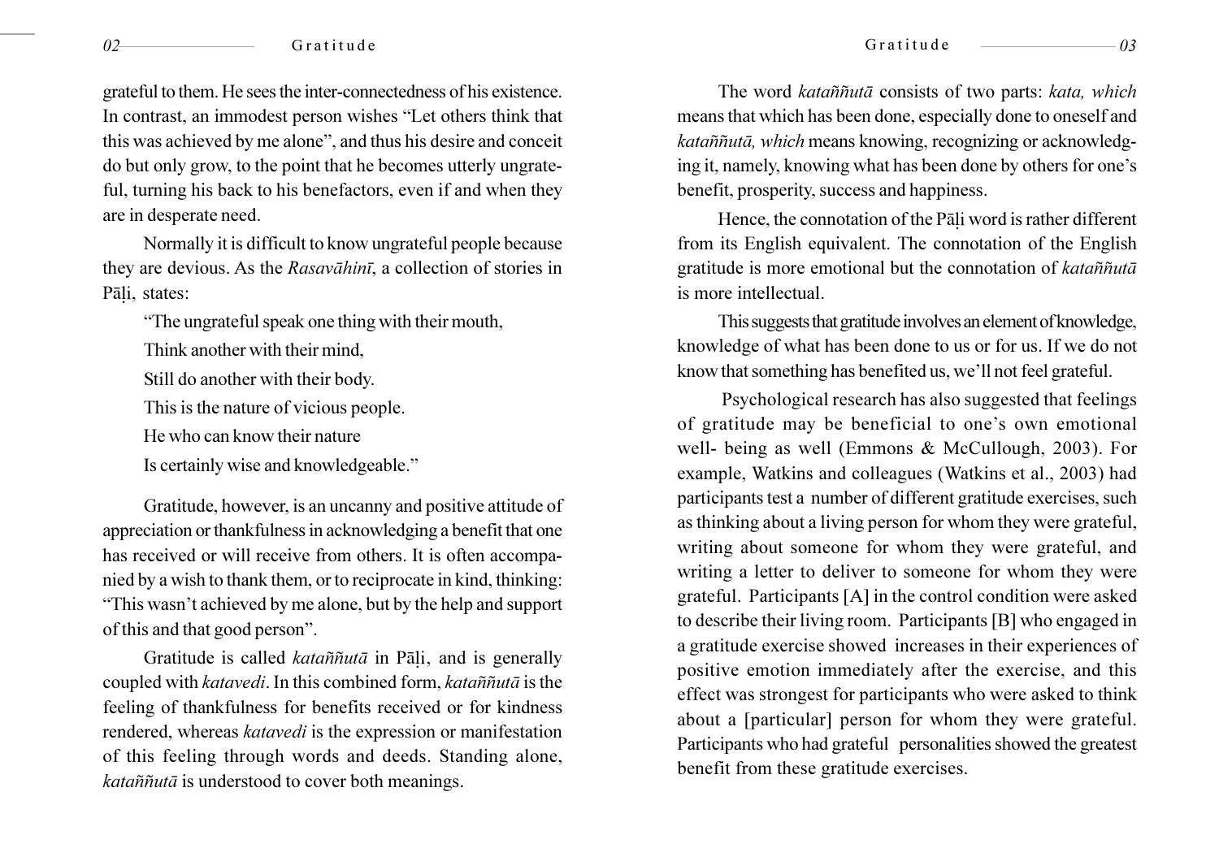grateful to them. He sees the inter-connectedness of his existence. In contrast, an immodest person wishes "Let others think that this was achieved by me alone", and thus his desire and conceit do but only grow, to the point that he becomes utterly ungrateful, turning his back to his benefactors, even if and when they are in desperate need.

Normally it is difficult to know ungrateful people because they are devious. As the *Rasavāhinī*, a collection of stories in Pāḷi, states:

"The ungrateful speak one thing with their mouth,
Think another with their mind,
Still do another with their body.
This is the nature of vicious people.
He who can know their nature
Is certainly wise and knowledgeable."

Gratitude, however, is an uncanny and positive attitude of appreciation or thankfulness in acknowledging a benefit that one has received or will receive from others. It is often accompanied by a wish to thank them, or to reciprocate in kind, thinking: "This wasn't achieved by me alone, but by the help and support of this and that good person".

Gratitude is called *kataññutā* in Pāḷi, and is generally coupled with *katavedi*. In this combined form, *kataññutā* is the feeling of thankfulness for benefits received or for kindness rendered, whereas *katavedi* is the expression or manifestation of this feeling through words and deeds. Standing alone, *kataññutā* is understood to cover both meanings.

The word *kataññutā* consists of two parts: *kata, which* means that which has been done, especially done to oneself and *kataññutā, which* means knowing, recognizing or acknowledging it, namely, knowing what has been done by others for one's benefit, prosperity, success and happiness.

Hence, the connotation of the Pāḷi word is rather different from its English equivalent. The connotation of the English gratitude is more emotional but the connotation of *kataññutā* is more intellectual.

This suggests that gratitude involves an element of knowledge, knowledge of what has been done to us or for us. If we do not know that something has benefited us, we'll not feel grateful.

Psychological research has also suggested that feelings of gratitude may be beneficial to one's own emotional well- being as well (Emmons & McCullough, 2003). For example, Watkins and colleagues (Watkins et al., 2003) had participants test a number of different gratitude exercises, such as thinking about a living person for whom they were grateful, writing about someone for whom they were grateful, and writing a letter to deliver to someone for whom they were grateful. Participants [A] in the control condition were asked to describe their living room. Participants [B] who engaged in a gratitude exercise showed increases in their experiences of positive emotion immediately after the exercise, and this effect was strongest for participants who were asked to think about a [particular] person for whom they were grateful. Participants who had grateful personalities showed the greatest benefit from these gratitude exercises.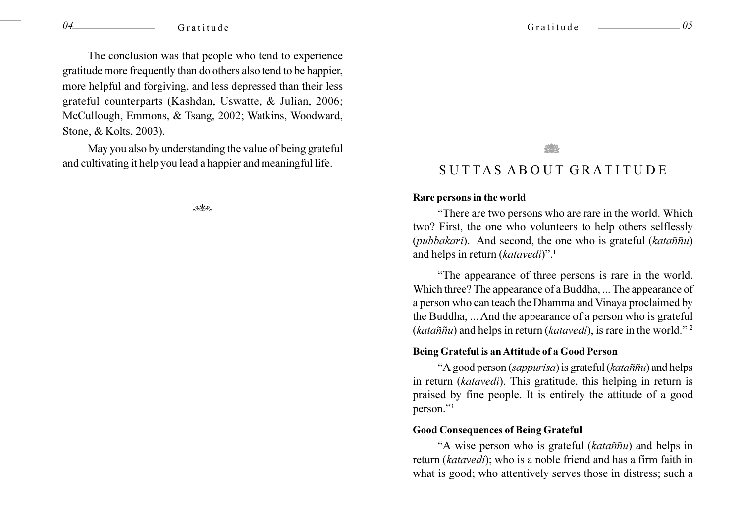The conclusion was that people who tend to experience gratitude more frequently than do others also tend to be happier, more helpful and forgiving, and less depressed than their less grateful counterparts (Kashdan, Uswatte, & Julian, 2006; McCullough, Emmons, & Tsang, 2002; Watkins, Woodward, Stone, & Kolts, 2003).

May you also by understanding the value of being grateful and cultivating it help you lead a happier and meaningful life.

# SUTTAS ABOUT GRATITUDE

**Rare persons in the world**

"There are two persons who are rare in the world. Which two? First, the one who volunteers to help others selflessly (*pubbakari*). And second, the one who is grateful (*kataññu*) and helps in return (*katavedi*)".[1]

"The appearance of three persons is rare in the world. Which three? The appearance of a Buddha, ... The appearance of a person who can teach the Dhamma and Vinaya proclaimed by the Buddha, ... And the appearance of a person who is grateful (*kataññu*) and helps in return (*katavedi*), is rare in the world."[2]

**Being Grateful is an Attitude of a Good Person**

"A good person (*sappurisa*) is grateful (*kataññu*) and helps in return (*katavedi*). This gratitude, this helping in return is praised by fine people. It is entirely the attitude of a good person."[3]

**Good Consequences of Being Grateful**

"A wise person who is grateful (*kataññu*) and helps in return (*katavedi*); who is a noble friend and has a firm faith in what is good; who attentively serves those in distress; such a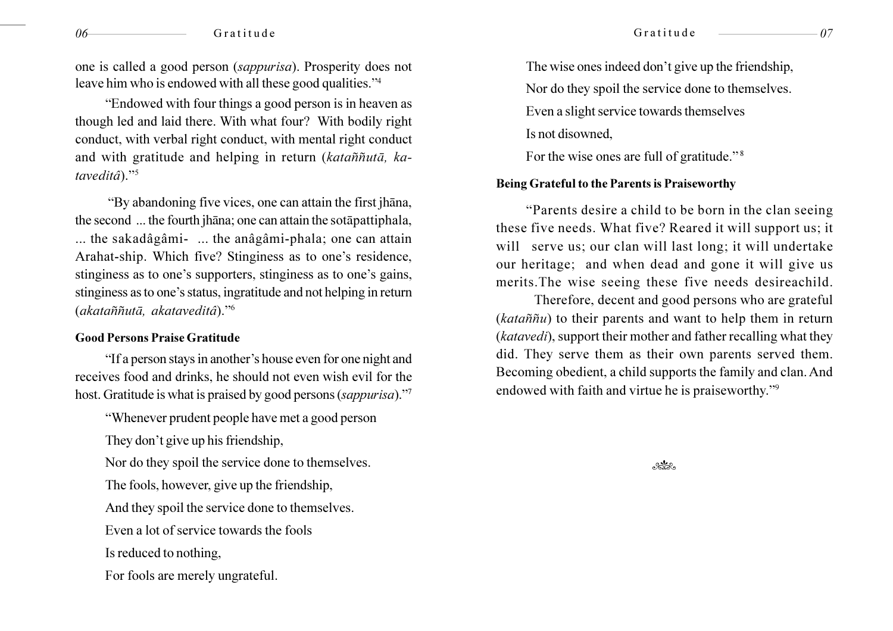one is called a good person (*sappurisa*). Prosperity does not leave him who is endowed with all these good qualities."[4]

"Endowed with four things a good person is in heaven as though led and laid there. With what four? With bodily right conduct, with verbal right conduct, with mental right conduct and with gratitude and helping in return (*kataññutā, kataveditâ*)."[5]

"By abandoning five vices, one can attain the first jhāna, the second ... the fourth jhāna; one can attain the sotāpattiphala, ... the sakadâgâmi- ... the anâgâmi-phala; one can attain Arahat-ship. Which five? Stinginess as to one's residence, stinginess as to one's supporters, stinginess as to one's gains, stinginess as to one's status, ingratitude and not helping in return (*akataññutā, akataveditâ*)."[6]

**Good Persons Praise Gratitude**

"If a person stays in another's house even for one night and receives food and drinks, he should not even wish evil for the host. Gratitude is what is praised by good persons (*sappurisa*)."[7]

"Whenever prudent people have met a good person  
They don't give up his friendship,  
Nor do they spoil the service done to themselves.  
The fools, however, give up the friendship,  
And they spoil the service done to themselves.  
Even a lot of service towards the fools  
Is reduced to nothing,  
For fools are merely ungrateful.  
The wise ones indeed don't give up the friendship,  
Nor do they spoil the service done to themselves.  
Even a slight service towards themselves  
Is not disowned,  
For the wise ones are full of gratitude."[8]

**Being Grateful to the Parents is Praiseworthy**

"Parents desire a child to be born in the clan seeing these five needs. What five? Reared it will support us; it will serve us; our clan will last long; it will undertake our heritage; and when dead and gone it will give us merits.The wise seeing these five needs desireachild.

Therefore, decent and good persons who are grateful (*kataññu*) to their parents and want to help them in return (*katavedi*), support their mother and father recalling what they did. They serve them as their own parents served them. Becoming obedient, a child supports the family and clan. And endowed with faith and virtue he is praiseworthy."[9]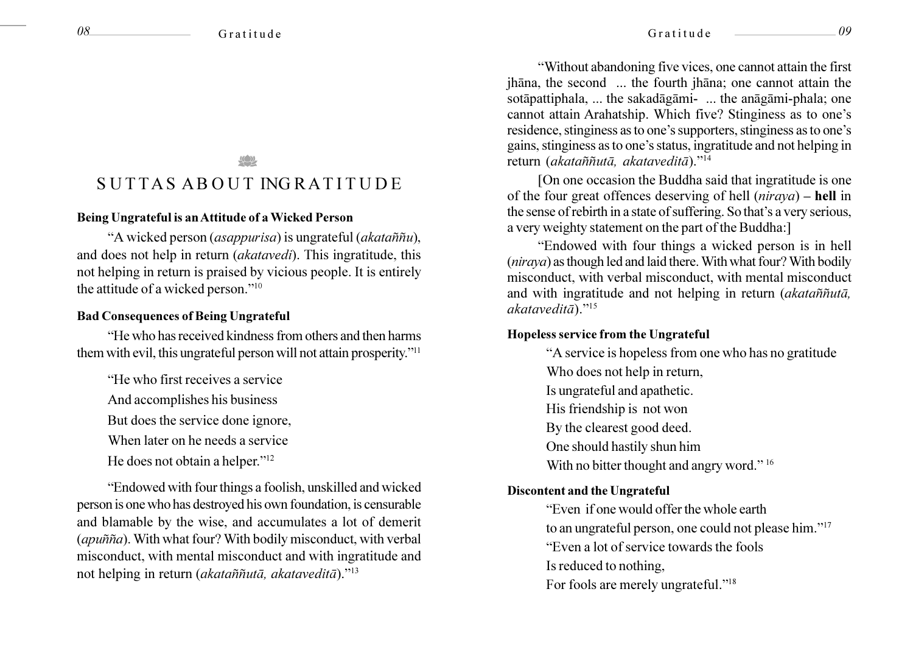# SUTTAS ABOUT INGRATITUDE

### Being Ungrateful is an Attitude of a Wicked Person

"A wicked person (*asappurisa*) is ungrateful (*akataññu*), and does not help in return (*akatavedi*). This ingratitude, this not helping in return is praised by vicious people. It is entirely the attitude of a wicked person."[10]

### Bad Consequences of Being Ungrateful

"He who has received kindness from others and then harms them with evil, this ungrateful person will not attain prosperity."[11]

"He who first receives a service
And accomplishes his business
But does the service done ignore,
When later on he needs a service
He does not obtain a helper."[12]

"Endowed with four things a foolish, unskilled and wicked person is one who has destroyed his own foundation, is censurable and blamable by the wise, and accumulates a lot of demerit (*apuñña*). With what four? With bodily misconduct, with verbal misconduct, with mental misconduct and with ingratitude and not helping in return (*akataññutā, akataveditā*)."[13]

"Without abandoning five vices, one cannot attain the first jhāna, the second ... the fourth jhāna; one cannot attain the sotāpattiphala, ... the sakadāgāmi- ... the anāgāmi-phala; one cannot attain Arahatship. Which five? Stinginess as to one's residence, stinginess as to one's supporters, stinginess as to one's gains, stinginess as to one's status, ingratitude and not helping in return (*akataññutā, akatavedità*)."[14]

[On one occasion the Buddha said that ingratitude is one of the four great offences deserving of hell (*niraya*) – **hell** in the sense of rebirth in a state of suffering. So that's a very serious, a very weighty statement on the part of the Buddha:]

"Endowed with four things a wicked person is in hell (*niraya*) as though led and laid there. With what four? With bodily misconduct, with verbal misconduct, with mental misconduct and with ingratitude and not helping in return (*akataññutā, akatavedità*)."[15]

### Hopeless service from the Ungrateful

"A service is hopeless from one who has no gratitude
Who does not help in return,
Is ungrateful and apathetic.
His friendship is not won
By the clearest good deed.
One should hastily shun him
With no bitter thought and angry word."[16]

### Discontent and the Ungrateful

"Even if one would offer the whole earth
to an ungrateful person, one could not please him."[17]

"Even a lot of service towards the fools
Is reduced to nothing,
For fools are merely ungrateful."[18]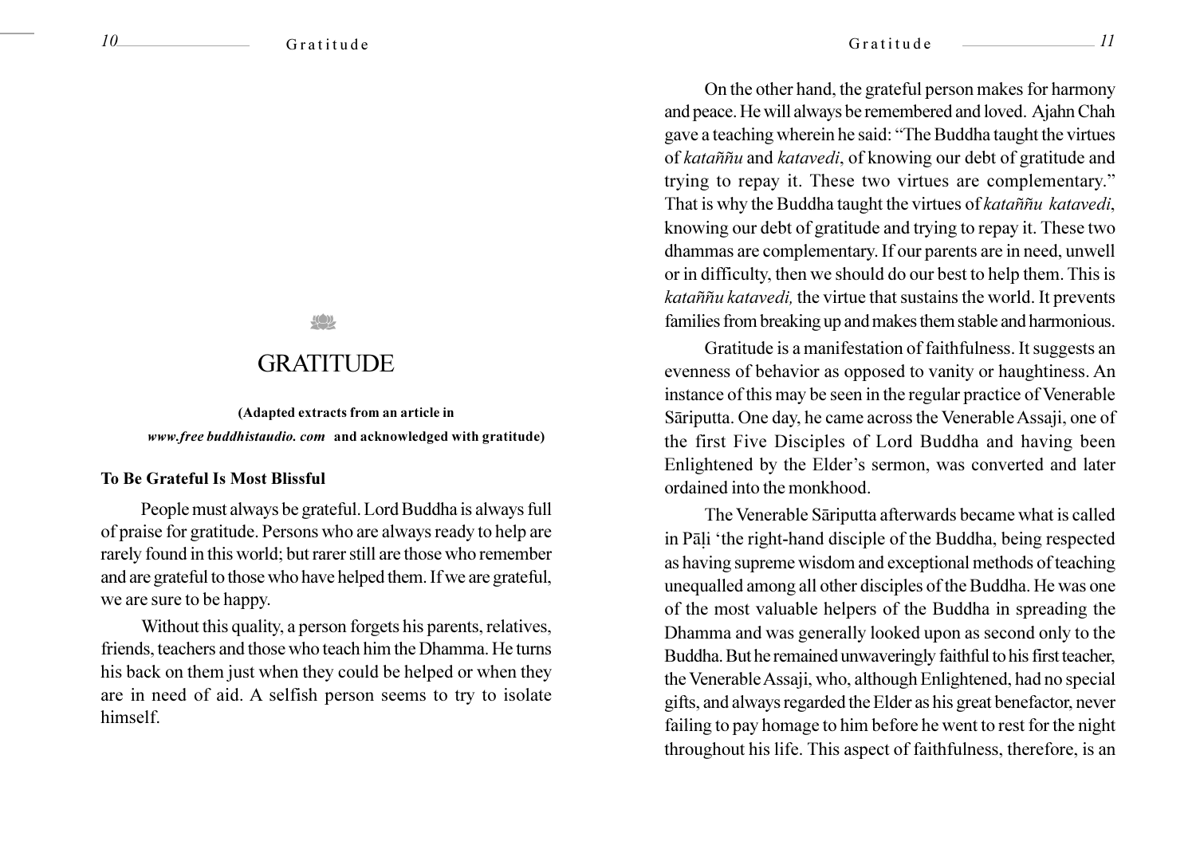# GRATITUDE

**(Adapted extracts from an article in *www.free buddhistaudio. com* and acknowledged with gratitude)**

**To Be Grateful Is Most Blissful**

People must always be grateful. Lord Buddha is always full of praise for gratitude. Persons who are always ready to help are rarely found in this world; but rarer still are those who remember and are grateful to those who have helped them. If we are grateful, we are sure to be happy.

Without this quality, a person forgets his parents, relatives, friends, teachers and those who teach him the Dhamma. He turns his back on them just when they could be helped or when they are in need of aid. A selfish person seems to try to isolate himself.

On the other hand, the grateful person makes for harmony and peace. He will always be remembered and loved. Ajahn Chah gave a teaching wherein he said: "The Buddha taught the virtues of *kataññu* and *katavedi*, of knowing our debt of gratitude and trying to repay it. These two virtues are complementary." That is why the Buddha taught the virtues of *kataññu katavedi*, knowing our debt of gratitude and trying to repay it. These two dhammas are complementary. If our parents are in need, unwell or in difficulty, then we should do our best to help them. This is *kataññu katavedi,* the virtue that sustains the world. It prevents families from breaking up and makes them stable and harmonious.

Gratitude is a manifestation of faithfulness. It suggests an evenness of behavior as opposed to vanity or haughtiness. An instance of this may be seen in the regular practice of Venerable Sāriputta. One day, he came across the Venerable Assaji, one of the first Five Disciples of Lord Buddha and having been Enlightened by the Elder's sermon, was converted and later ordained into the monkhood.

The Venerable Sāriputta afterwards became what is called in Pāḷi 'the right-hand disciple of the Buddha, being respected as having supreme wisdom and exceptional methods of teaching unequalled among all other disciples of the Buddha. He was one of the most valuable helpers of the Buddha in spreading the Dhamma and was generally looked upon as second only to the Buddha. But he remained unwaveringly faithful to his first teacher, the Venerable Assaji, who, although Enlightened, had no special gifts, and always regarded the Elder as his great benefactor, never failing to pay homage to him before he went to rest for the night throughout his life. This aspect of faithfulness, therefore, is an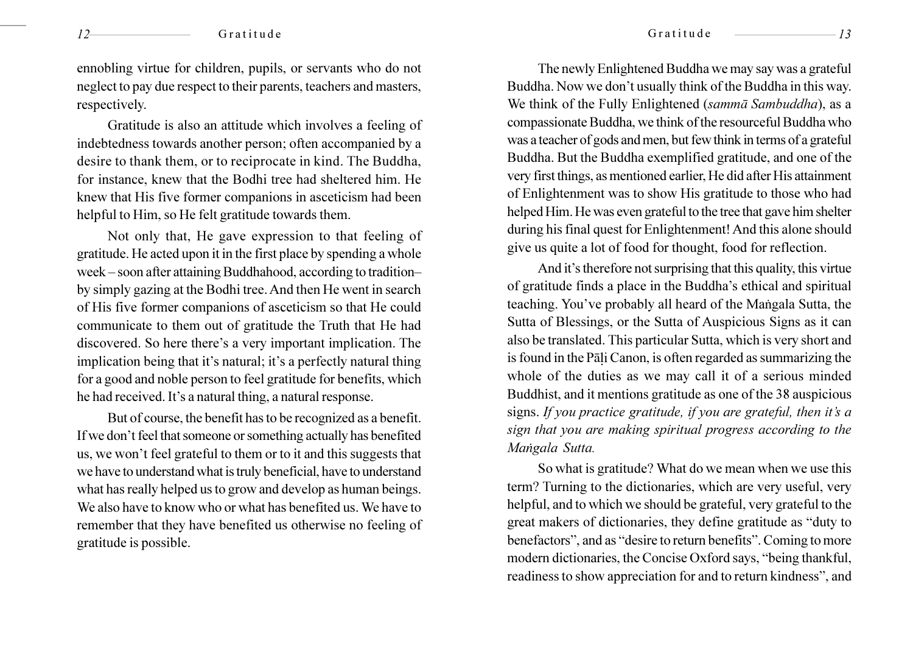ennobling virtue for children, pupils, or servants who do not neglect to pay due respect to their parents, teachers and masters, respectively.

Gratitude is also an attitude which involves a feeling of indebtedness towards another person; often accompanied by a desire to thank them, or to reciprocate in kind. The Buddha, for instance, knew that the Bodhi tree had sheltered him. He knew that His five former companions in asceticism had been helpful to Him, so He felt gratitude towards them.

Not only that, He gave expression to that feeling of gratitude. He acted upon it in the first place by spending a whole week – soon after attaining Buddhahood, according to tradition– by simply gazing at the Bodhi tree. And then He went in search of His five former companions of asceticism so that He could communicate to them out of gratitude the Truth that He had discovered. So here there's a very important implication. The implication being that it's natural; it's a perfectly natural thing for a good and noble person to feel gratitude for benefits, which he had received. It's a natural thing, a natural response.

But of course, the benefit has to be recognized as a benefit. If we don't feel that someone or something actually has benefited us, we won't feel grateful to them or to it and this suggests that we have to understand what is truly beneficial, have to understand what has really helped us to grow and develop as human beings. We also have to know who or what has benefited us. We have to remember that they have benefited us otherwise no feeling of gratitude is possible.

The newly Enlightened Buddha we may say was a grateful Buddha. Now we don't usually think of the Buddha in this way. We think of the Fully Enlightened (*sammā Sambuddha*), as a compassionate Buddha, we think of the resourceful Buddha who was a teacher of gods and men, but few think in terms of a grateful Buddha. But the Buddha exemplified gratitude, and one of the very first things, as mentioned earlier, He did after His attainment of Enlightenment was to show His gratitude to those who had helped Him. He was even grateful to the tree that gave him shelter during his final quest for Enlightenment! And this alone should give us quite a lot of food for thought, food for reflection.

And it's therefore not surprising that this quality, this virtue of gratitude finds a place in the Buddha's ethical and spiritual teaching. You've probably all heard of the Maṅgala Sutta, the Sutta of Blessings, or the Sutta of Auspicious Signs as it can also be translated. This particular Sutta, which is very short and is found in the Pāḷi Canon, is often regarded as summarizing the whole of the duties as we may call it of a serious minded Buddhist, and it mentions gratitude as one of the 38 auspicious signs. *If you practice gratitude, if you are grateful, then it's a sign that you are making spiritual progress according to the Maṅgala Sutta.*

So what is gratitude? What do we mean when we use this term? Turning to the dictionaries, which are very useful, very helpful, and to which we should be grateful, very grateful to the great makers of dictionaries, they define gratitude as "duty to benefactors", and as "desire to return benefits". Coming to more modern dictionaries, the Concise Oxford says, "being thankful, readiness to show appreciation for and to return kindness", and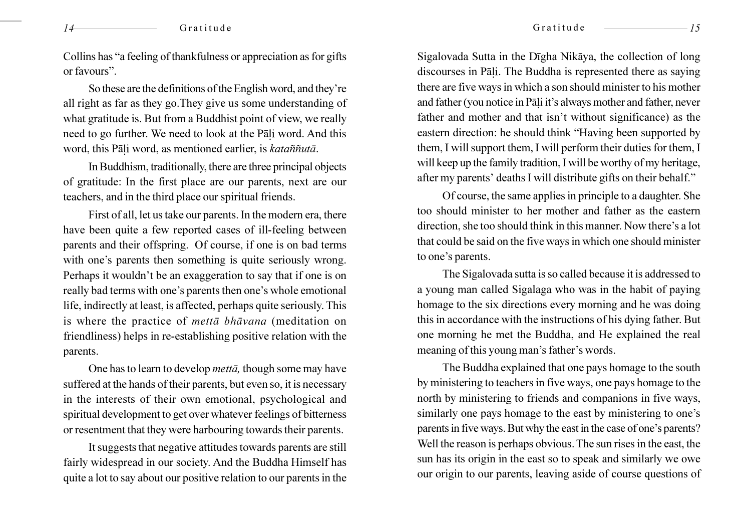Collins has "a feeling of thankfulness or appreciation as for gifts or favours".

So these are the definitions of the English word, and they're all right as far as they go.They give us some understanding of what gratitude is. But from a Buddhist point of view, we really need to go further. We need to look at the Pāḷi word. And this word, this Pāḷi word, as mentioned earlier, is *kataññutā*.

In Buddhism, traditionally, there are three principal objects of gratitude: In the first place are our parents, next are our teachers, and in the third place our spiritual friends.

First of all, let us take our parents. In the modern era, there have been quite a few reported cases of ill-feeling between parents and their offspring. Of course, if one is on bad terms with one's parents then something is quite seriously wrong. Perhaps it wouldn't be an exaggeration to say that if one is on really bad terms with one's parents then one's whole emotional life, indirectly at least, is affected, perhaps quite seriously. This is where the practice of *mettā bhāvana* (meditation on friendliness) helps in re-establishing positive relation with the parents.

One has to learn to develop *mettā,* though some may have suffered at the hands of their parents, but even so, it is necessary in the interests of their own emotional, psychological and spiritual development to get over whatever feelings of bitterness or resentment that they were harbouring towards their parents.

It suggests that negative attitudes towards parents are still fairly widespread in our society. And the Buddha Himself has quite a lot to say about our positive relation to our parents in the Sigalovada Sutta in the Dīgha Nikāya, the collection of long discourses in Pāḷi. The Buddha is represented there as saying there are five ways in which a son should minister to his mother and father (you notice in Pāḷi it's always mother and father, never father and mother and that isn't without significance) as the eastern direction: he should think "Having been supported by them, I will support them, I will perform their duties for them, I will keep up the family tradition, I will be worthy of my heritage, after my parents' deaths I will distribute gifts on their behalf."

Of course, the same applies in principle to a daughter. She too should minister to her mother and father as the eastern direction, she too should think in this manner. Now there's a lot that could be said on the five ways in which one should minister to one's parents.

The Sigalovada sutta is so called because it is addressed to a young man called Sigalaga who was in the habit of paying homage to the six directions every morning and he was doing this in accordance with the instructions of his dying father. But one morning he met the Buddha, and He explained the real meaning of this young man's father's words.

The Buddha explained that one pays homage to the south by ministering to teachers in five ways, one pays homage to the north by ministering to friends and companions in five ways, similarly one pays homage to the east by ministering to one's parents in five ways. But why the east in the case of one's parents? Well the reason is perhaps obvious. The sun rises in the east, the sun has its origin in the east so to speak and similarly we owe our origin to our parents, leaving aside of course questions of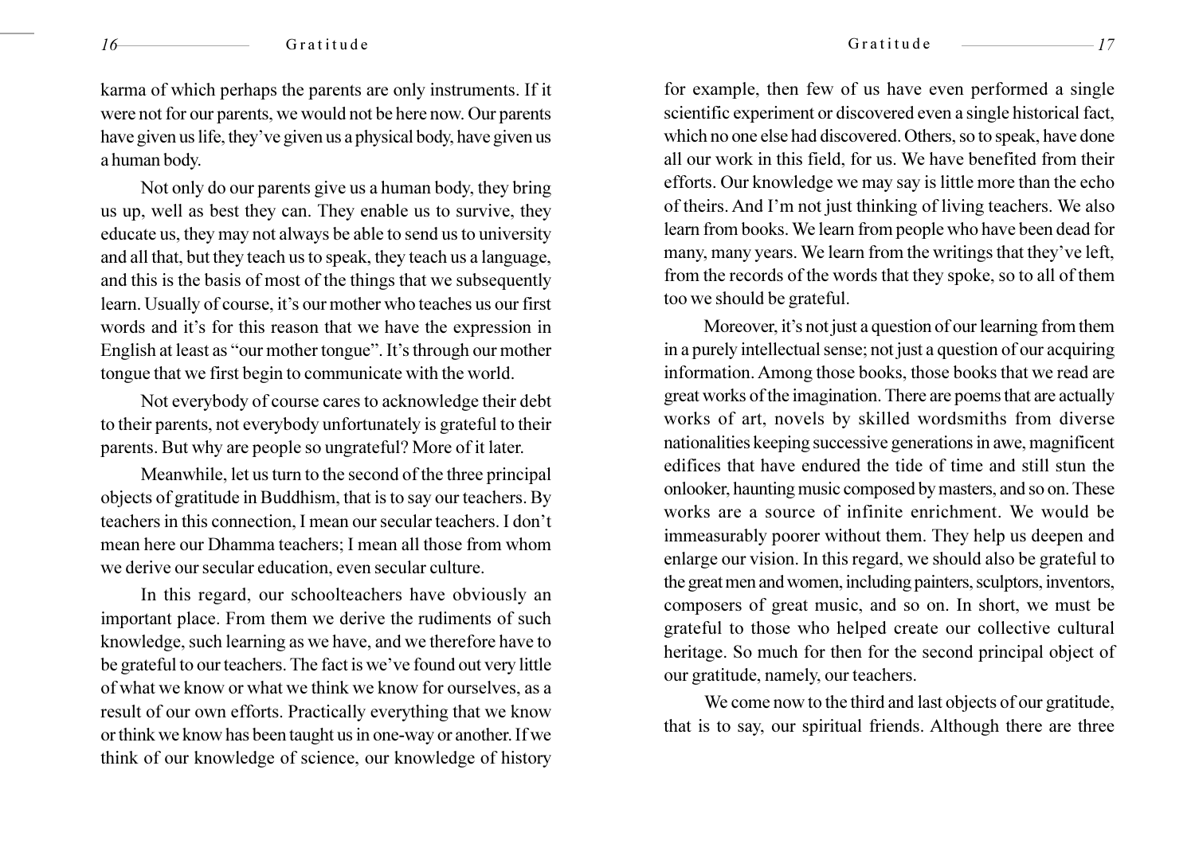karma of which perhaps the parents are only instruments. If it were not for our parents, we would not be here now. Our parents have given us life, they've given us a physical body, have given us a human body.

Not only do our parents give us a human body, they bring us up, well as best they can. They enable us to survive, they educate us, they may not always be able to send us to university and all that, but they teach us to speak, they teach us a language, and this is the basis of most of the things that we subsequently learn. Usually of course, it's our mother who teaches us our first words and it's for this reason that we have the expression in English at least as "our mother tongue". It's through our mother tongue that we first begin to communicate with the world.

Not everybody of course cares to acknowledge their debt to their parents, not everybody unfortunately is grateful to their parents. But why are people so ungrateful? More of it later.

Meanwhile, let us turn to the second of the three principal objects of gratitude in Buddhism, that is to say our teachers. By teachers in this connection, I mean our secular teachers. I don't mean here our Dhamma teachers; I mean all those from whom we derive our secular education, even secular culture.

In this regard, our schoolteachers have obviously an important place. From them we derive the rudiments of such knowledge, such learning as we have, and we therefore have to be grateful to our teachers. The fact is we've found out very little of what we know or what we think we know for ourselves, as a result of our own efforts. Practically everything that we know or think we know has been taught us in one-way or another. If we think of our knowledge of science, our knowledge of history for example, then few of us have even performed a single scientific experiment or discovered even a single historical fact, which no one else had discovered. Others, so to speak, have done all our work in this field, for us. We have benefited from their efforts. Our knowledge we may say is little more than the echo of theirs. And I'm not just thinking of living teachers. We also learn from books. We learn from people who have been dead for many, many years. We learn from the writings that they've left, from the records of the words that they spoke, so to all of them too we should be grateful.

Moreover, it's not just a question of our learning from them in a purely intellectual sense; not just a question of our acquiring information. Among those books, those books that we read are great works of the imagination. There are poems that are actually works of art, novels by skilled wordsmiths from diverse nationalities keeping successive generations in awe, magnificent edifices that have endured the tide of time and still stun the onlooker, haunting music composed by masters, and so on. These works are a source of infinite enrichment. We would be immeasurably poorer without them. They help us deepen and enlarge our vision. In this regard, we should also be grateful to the great men and women, including painters, sculptors, inventors, composers of great music, and so on. In short, we must be grateful to those who helped create our collective cultural heritage. So much for then for the second principal object of our gratitude, namely, our teachers.

We come now to the third and last objects of our gratitude, that is to say, our spiritual friends. Although there are three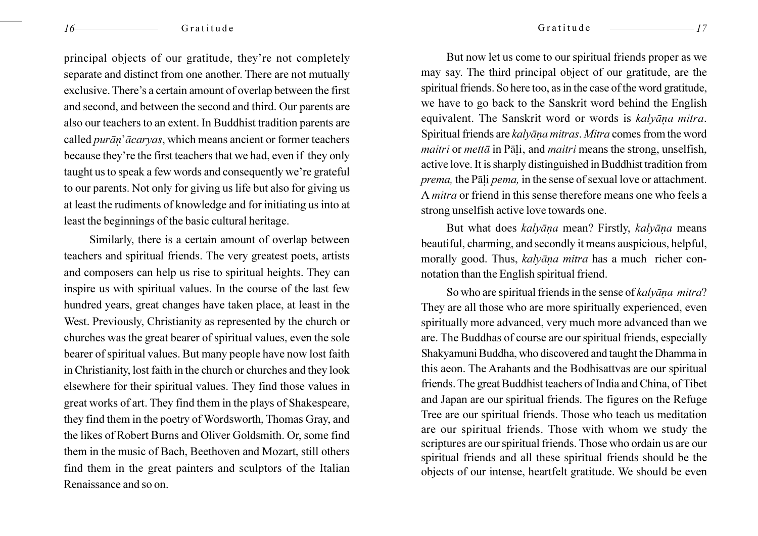principal objects of our gratitude, they're not completely separate and distinct from one another. There are not mutually exclusive. There's a certain amount of overlap between the first and second, and between the second and third. Our parents are also our teachers to an extent. In Buddhist tradition parents are called *purāṇ'ācaryas*, which means ancient or former teachers because they're the first teachers that we had, even if they only taught us to speak a few words and consequently we're grateful to our parents. Not only for giving us life but also for giving us at least the rudiments of knowledge and for initiating us into at least the beginnings of the basic cultural heritage.

Similarly, there is a certain amount of overlap between teachers and spiritual friends. The very greatest poets, artists and composers can help us rise to spiritual heights. They can inspire us with spiritual values. In the course of the last few hundred years, great changes have taken place, at least in the West. Previously, Christianity as represented by the church or churches was the great bearer of spiritual values, even the sole bearer of spiritual values. But many people have now lost faith in Christianity, lost faith in the church or churches and they look elsewhere for their spiritual values. They find those values in great works of art. They find them in the plays of Shakespeare, they find them in the poetry of Wordsworth, Thomas Gray, and the likes of Robert Burns and Oliver Goldsmith. Or, some find them in the music of Bach, Beethoven and Mozart, still others find them in the great painters and sculptors of the Italian Renaissance and so on.

But now let us come to our spiritual friends proper as we may say. The third principal object of our gratitude, are the spiritual friends. So here too, as in the case of the word gratitude, we have to go back to the Sanskrit word behind the English equivalent. The Sanskrit word or words is *kalyāṇa mitra*. Spiritual friends are *kalyāṇa mitras*. *Mitra* comes from the word *maitri* or *mettā* in Pāḷi, and *maitri* means the strong, unselfish, active love. It is sharply distinguished in Buddhist tradition from *prema,* the Pāḷi *pema,* in the sense of sexual love or attachment. A *mitra* or friend in this sense therefore means one who feels a strong unselfish active love towards one.

But what does *kalyāṇa* mean? Firstly, *kalyāṇa* means beautiful, charming, and secondly it means auspicious, helpful, morally good. Thus, *kalyāṇa mitra* has a much richer connotation than the English spiritual friend.

So who are spiritual friends in the sense of *kalyāṇa mitra*? They are all those who are more spiritually experienced, even spiritually more advanced, very much more advanced than we are. The Buddhas of course are our spiritual friends, especially Shakyamuni Buddha, who discovered and taught the Dhamma in this aeon. The Arahants and the Bodhisattvas are our spiritual friends. The great Buddhist teachers of India and China, of Tibet and Japan are our spiritual friends. The figures on the Refuge Tree are our spiritual friends. Those who teach us meditation are our spiritual friends. Those with whom we study the scriptures are our spiritual friends. Those who ordain us are our spiritual friends and all these spiritual friends should be the objects of our intense, heartfelt gratitude. We should be even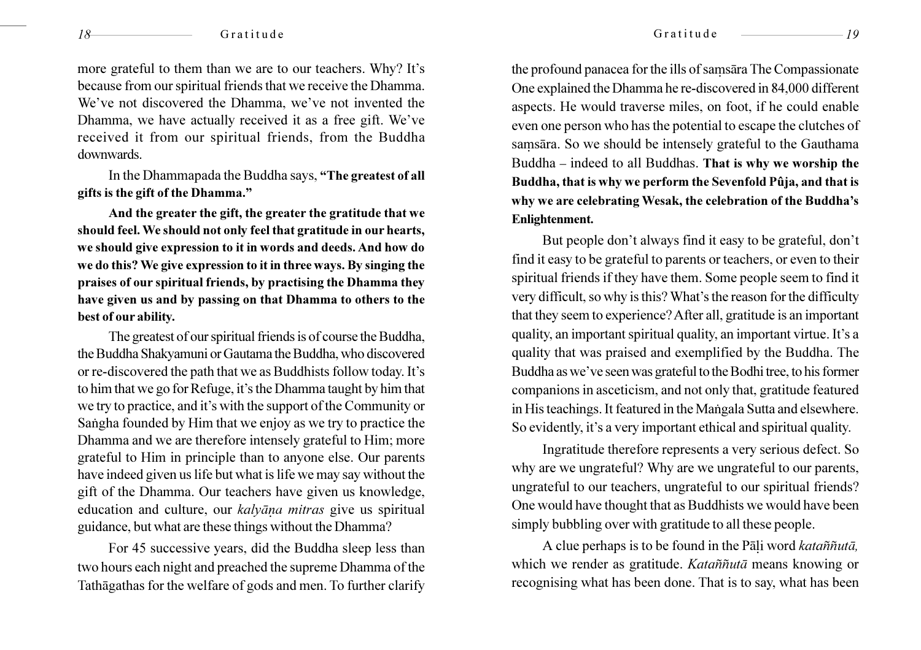more grateful to them than we are to our teachers. Why? It's because from our spiritual friends that we receive the Dhamma. We've not discovered the Dhamma, we've not invented the Dhamma, we have actually received it as a free gift. We've received it from our spiritual friends, from the Buddha downwards.

In the Dhammapada the Buddha says, **"The greatest of all gifts is the gift of the Dhamma."**

**And the greater the gift, the greater the gratitude that we should feel. We should not only feel that gratitude in our hearts, we should give expression to it in words and deeds. And how do we do this? We give expression to it in three ways. By singing the praises of our spiritual friends, by practising the Dhamma they have given us and by passing on that Dhamma to others to the best of our ability.**

The greatest of our spiritual friends is of course the Buddha, the Buddha Shakyamuni or Gautama the Buddha, who discovered or re-discovered the path that we as Buddhists follow today. It's to him that we go for Refuge, it's the Dhamma taught by him that we try to practice, and it's with the support of the Community or Saṅgha founded by Him that we enjoy as we try to practice the Dhamma and we are therefore intensely grateful to Him; more grateful to Him in principle than to anyone else. Our parents have indeed given us life but what is life we may say without the gift of the Dhamma. Our teachers have given us knowledge, education and culture, our *kalyāṇa mitras* give us spiritual guidance, but what are these things without the Dhamma?

For 45 successive years, did the Buddha sleep less than two hours each night and preached the supreme Dhamma of the Tathāgathas for the welfare of gods and men. To further clarify the profound panacea for the ills of saṃsāra The Compassionate One explained the Dhamma he re-discovered in 84,000 different aspects. He would traverse miles, on foot, if he could enable even one person who has the potential to escape the clutches of saṃsāra. So we should be intensely grateful to the Gauthama Buddha – indeed to all Buddhas. **That is why we worship the Buddha, that is why we perform the Sevenfold Pûja, and that is why we are celebrating Wesak, the celebration of the Buddha's Enlightenment.**

But people don't always find it easy to be grateful, don't find it easy to be grateful to parents or teachers, or even to their spiritual friends if they have them. Some people seem to find it very difficult, so why is this? What's the reason for the difficulty that they seem to experience? After all, gratitude is an important quality, an important spiritual quality, an important virtue. It's a quality that was praised and exemplified by the Buddha. The Buddha as we've seen was grateful to the Bodhi tree, to his former companions in asceticism, and not only that, gratitude featured in His teachings. It featured in the Maṅgala Sutta and elsewhere. So evidently, it's a very important ethical and spiritual quality.

Ingratitude therefore represents a very serious defect. So why are we ungrateful? Why are we ungrateful to our parents, ungrateful to our teachers, ungrateful to our spiritual friends? One would have thought that as Buddhists we would have been simply bubbling over with gratitude to all these people.

A clue perhaps is to be found in the Pāḷi word *kataññutā,* which we render as gratitude. *Kataññutā* means knowing or recognising what has been done. That is to say, what has been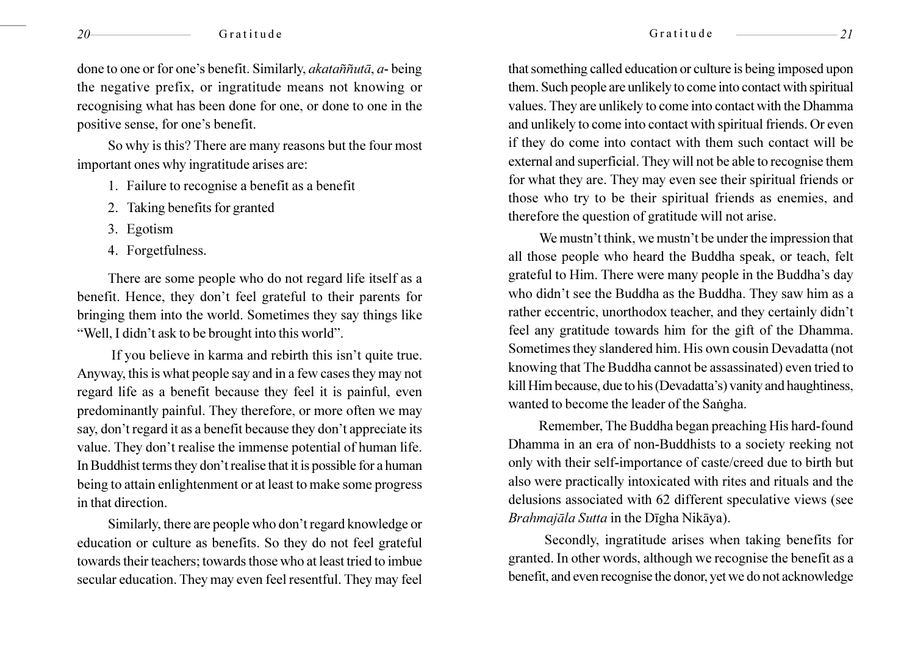done to one or for one's benefit. Similarly, *akataññutā*, *a*- being the negative prefix, or ingratitude means not knowing or recognising what has been done for one, or done to one in the positive sense, for one's benefit.

So why is this? There are many reasons but the four most important ones why ingratitude arises are:

1. Failure to recognise a benefit as a benefit
2. Taking benefits for granted
3. Egotism
4. Forgetfulness.

There are some people who do not regard life itself as a benefit. Hence, they don't feel grateful to their parents for bringing them into the world. Sometimes they say things like "Well, I didn't ask to be brought into this world".

If you believe in karma and rebirth this isn't quite true. Anyway, this is what people say and in a few cases they may not regard life as a benefit because they feel it is painful, even predominantly painful. They therefore, or more often we may say, don't regard it as a benefit because they don't appreciate its value. They don't realise the immense potential of human life. In Buddhist terms they don't realise that it is possible for a human being to attain enlightenment or at least to make some progress in that direction.

Similarly, there are people who don't regard knowledge or education or culture as benefits. So they do not feel grateful towards their teachers; towards those who at least tried to imbue secular education. They may even feel resentful. They may feel that something called education or culture is being imposed upon them. Such people are unlikely to come into contact with spiritual values. They are unlikely to come into contact with the Dhamma and unlikely to come into contact with spiritual friends. Or even if they do come into contact with them such contact will be external and superficial. They will not be able to recognise them for what they are. They may even see their spiritual friends or those who try to be their spiritual friends as enemies, and therefore the question of gratitude will not arise.

We mustn't think, we mustn't be under the impression that all those people who heard the Buddha speak, or teach, felt grateful to Him. There were many people in the Buddha's day who didn't see the Buddha as the Buddha. They saw him as a rather eccentric, unorthodox teacher, and they certainly didn't feel any gratitude towards him for the gift of the Dhamma. Sometimes they slandered him. His own cousin Devadatta (not knowing that The Buddha cannot be assassinated) even tried to kill Him because, due to his (Devadatta's) vanity and haughtiness, wanted to become the leader of the Saṅgha.

Remember, The Buddha began preaching His hard-found Dhamma in an era of non-Buddhists to a society reeking not only with their self-importance of caste/creed due to birth but also were practically intoxicated with rites and rituals and the delusions associated with 62 different speculative views (see *Brahmajāla Sutta* in the Dīgha Nikāya).

Secondly, ingratitude arises when taking benefits for granted. In other words, although we recognise the benefit as a benefit, and even recognise the donor, yet we do not acknowledge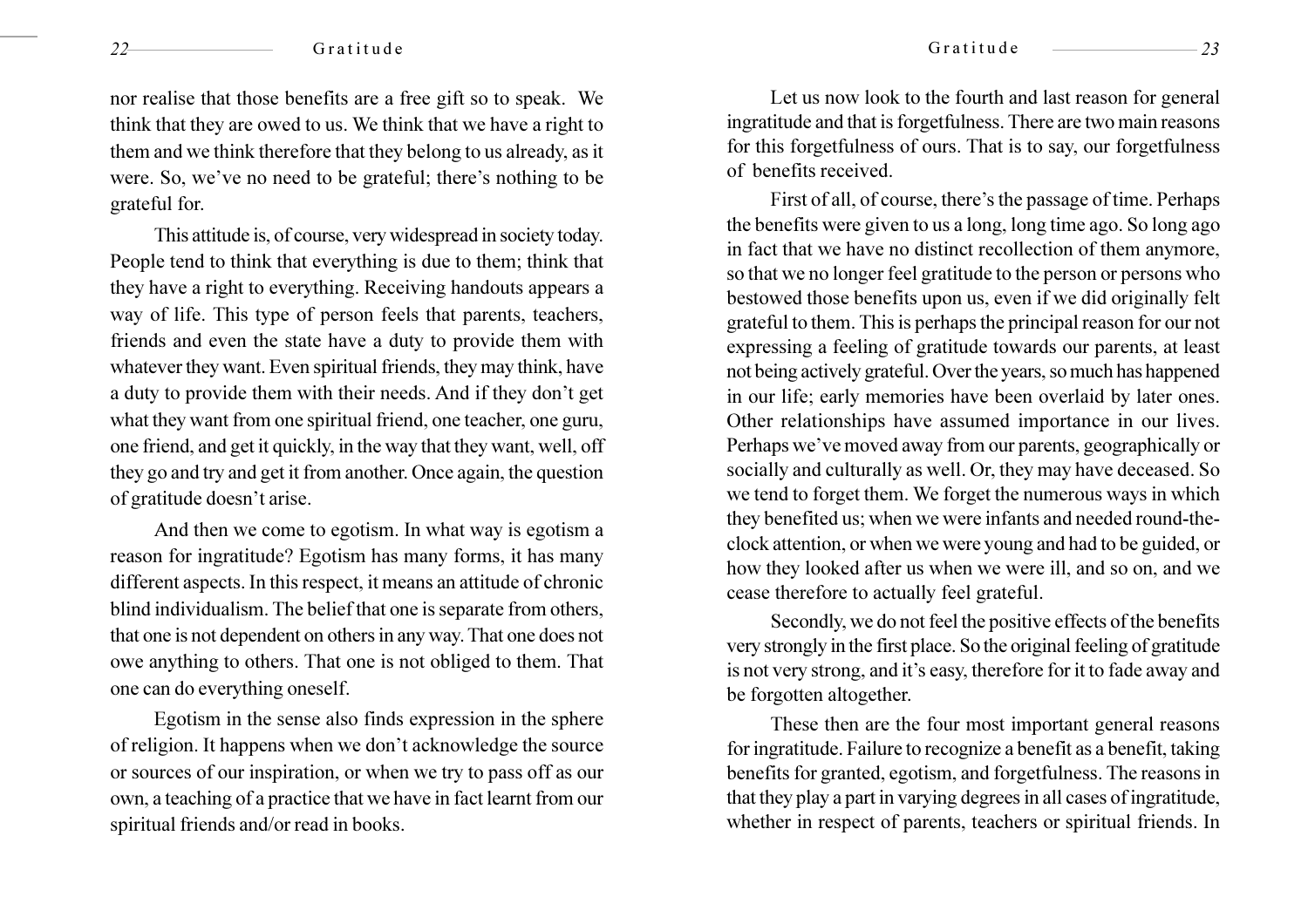nor realise that those benefits are a free gift so to speak. We think that they are owed to us. We think that we have a right to them and we think therefore that they belong to us already, as it were. So, we've no need to be grateful; there's nothing to be grateful for.

This attitude is, of course, very widespread in society today. People tend to think that everything is due to them; think that they have a right to everything. Receiving handouts appears a way of life. This type of person feels that parents, teachers, friends and even the state have a duty to provide them with whatever they want. Even spiritual friends, they may think, have a duty to provide them with their needs. And if they don't get what they want from one spiritual friend, one teacher, one guru, one friend, and get it quickly, in the way that they want, well, off they go and try and get it from another. Once again, the question of gratitude doesn't arise.

And then we come to egotism. In what way is egotism a reason for ingratitude? Egotism has many forms, it has many different aspects. In this respect, it means an attitude of chronic blind individualism. The belief that one is separate from others, that one is not dependent on others in any way. That one does not owe anything to others. That one is not obliged to them. That one can do everything oneself.

Egotism in the sense also finds expression in the sphere of religion. It happens when we don't acknowledge the source or sources of our inspiration, or when we try to pass off as our own, a teaching of a practice that we have in fact learnt from our spiritual friends and/or read in books.

Let us now look to the fourth and last reason for general ingratitude and that is forgetfulness. There are two main reasons for this forgetfulness of ours. That is to say, our forgetfulness of benefits received.

First of all, of course, there's the passage of time. Perhaps the benefits were given to us a long, long time ago. So long ago in fact that we have no distinct recollection of them anymore, so that we no longer feel gratitude to the person or persons who bestowed those benefits upon us, even if we did originally felt grateful to them. This is perhaps the principal reason for our not expressing a feeling of gratitude towards our parents, at least not being actively grateful. Over the years, so much has happened in our life; early memories have been overlaid by later ones. Other relationships have assumed importance in our lives. Perhaps we've moved away from our parents, geographically or socially and culturally as well. Or, they may have deceased. So we tend to forget them. We forget the numerous ways in which they benefited us; when we were infants and needed round-the-clock attention, or when we were young and had to be guided, or how they looked after us when we were ill, and so on, and we cease therefore to actually feel grateful.

Secondly, we do not feel the positive effects of the benefits very strongly in the first place. So the original feeling of gratitude is not very strong, and it's easy, therefore for it to fade away and be forgotten altogether.

These then are the four most important general reasons for ingratitude. Failure to recognize a benefit as a benefit, taking benefits for granted, egotism, and forgetfulness. The reasons in that they play a part in varying degrees in all cases of ingratitude, whether in respect of parents, teachers or spiritual friends. In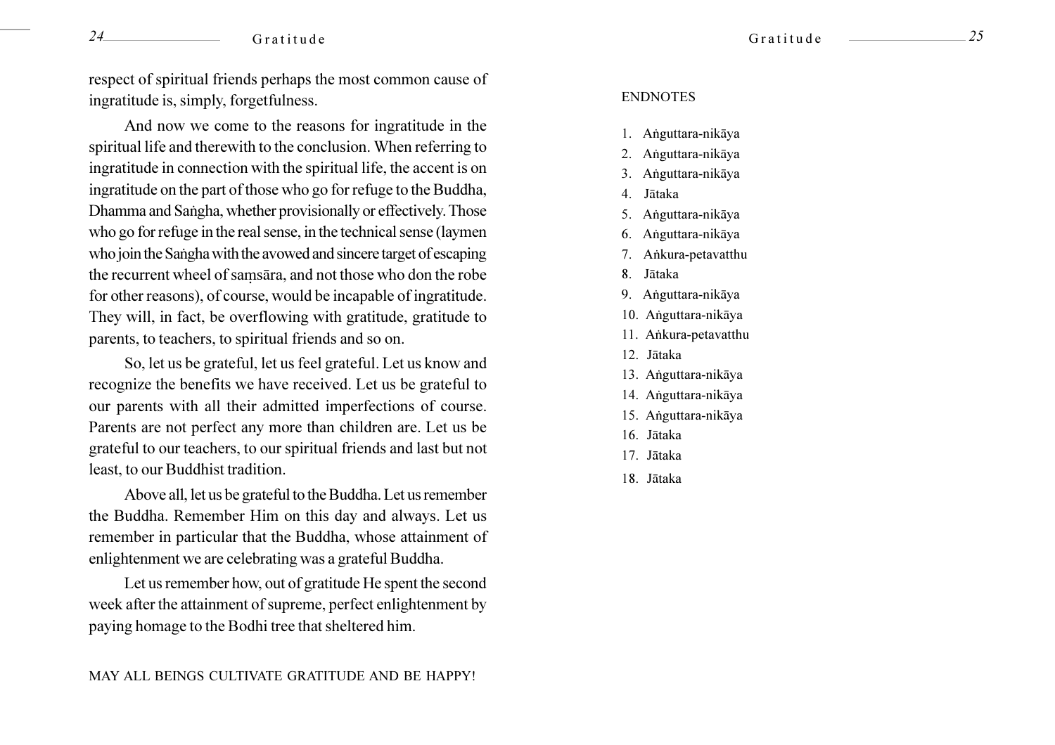respect of spiritual friends perhaps the most common cause of ingratitude is, simply, forgetfulness.

And now we come to the reasons for ingratitude in the spiritual life and therewith to the conclusion. When referring to ingratitude in connection with the spiritual life, the accent is on ingratitude on the part of those who go for refuge to the Buddha, Dhamma and Saṅgha, whether provisionally or effectively. Those who go for refuge in the real sense, in the technical sense (laymen who join the Saṅgha with the avowed and sincere target of escaping the recurrent wheel of saṃsāra, and not those who don the robe for other reasons), of course, would be incapable of ingratitude. They will, in fact, be overflowing with gratitude, gratitude to parents, to teachers, to spiritual friends and so on.

So, let us be grateful, let us feel grateful. Let us know and recognize the benefits we have received. Let us be grateful to our parents with all their admitted imperfections of course. Parents are not perfect any more than children are. Let us be grateful to our teachers, to our spiritual friends and last but not least, to our Buddhist tradition.

Above all, let us be grateful to the Buddha. Let us remember the Buddha. Remember Him on this day and always. Let us remember in particular that the Buddha, whose attainment of enlightenment we are celebrating was a grateful Buddha.

Let us remember how, out of gratitude He spent the second week after the attainment of supreme, perfect enlightenment by paying homage to the Bodhi tree that sheltered him.

MAY ALL BEINGS CULTIVATE GRATITUDE AND BE HAPPY!

## ENDNOTES

1. Aṅguttara-nikāya
2. Aṅguttara-nikāya
3. Aṅguttara-nikāya
4. Jātaka
5. Aṅguttara-nikāya
6. Aṅguttara-nikāya
7. Aṅkura-petavatthu
8. Jātaka
9. Aṅguttara-nikāya
10. Aṅguttara-nikāya
11. Aṅkura-petavatthu
12. Jātaka
13. Aṅguttara-nikāya
14. Aṅguttara-nikāya
15. Aṅguttara-nikāya
16. Jātaka
17. Jātaka
18. Jātaka